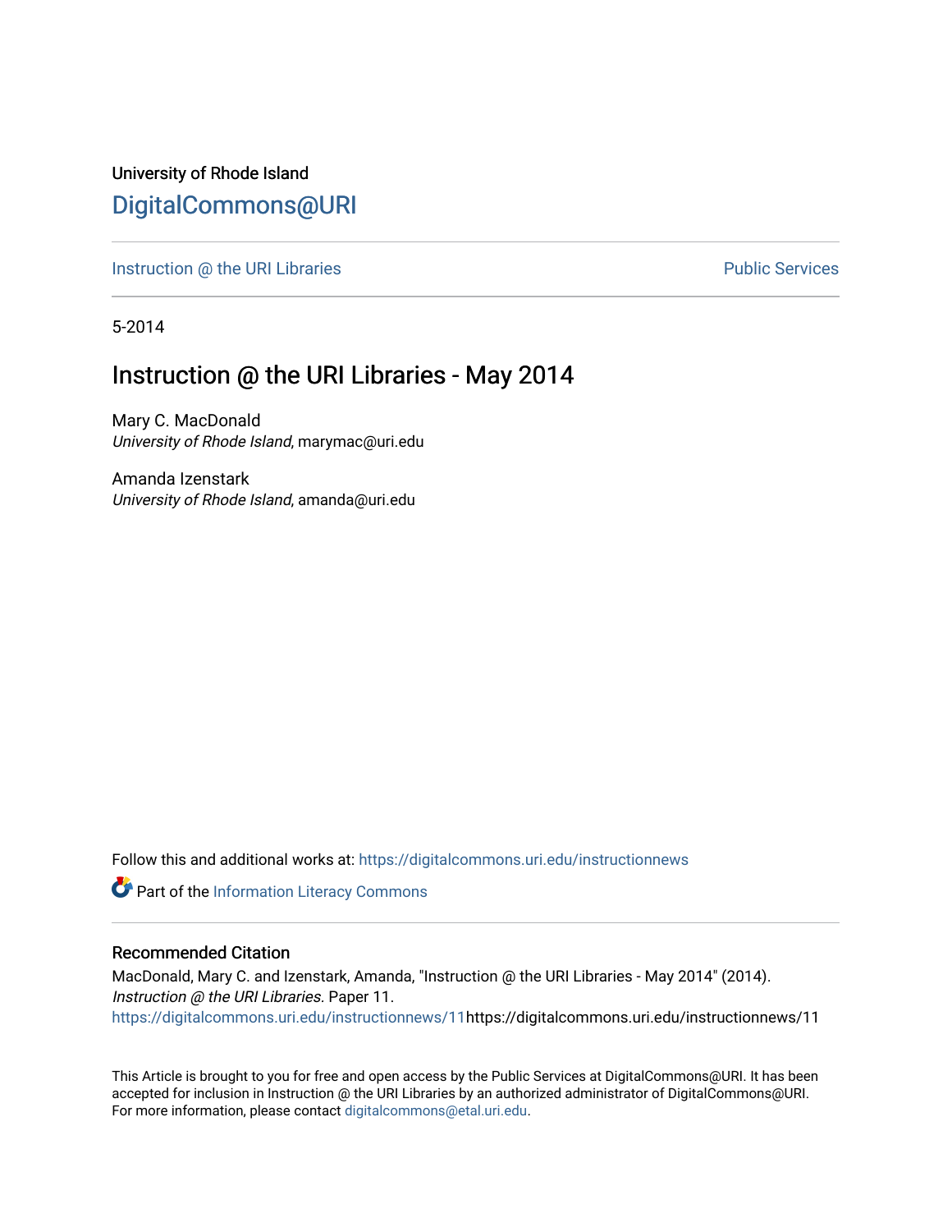University of Rhode Island

DigitalCommons@URI

Instruction @ the URI Libraries | Public Services

5-2014

# Instruction @ the URI Libraries - May 2014

Mary C. MacDonald
*University of Rhode Island*, marymac@uri.edu

Amanda Izenstark
*University of Rhode Island*, amanda@uri.edu

Follow this and additional works at: https://digitalcommons.uri.edu/instructionnews

Part of the Information Literacy Commons

## Recommended Citation

MacDonald, Mary C. and Izenstark, Amanda, "Instruction @ the URI Libraries - May 2014" (2014). *Instruction @ the URI Libraries.* Paper 11.
https://digitalcommons.uri.edu/instructionnews/11https://digitalcommons.uri.edu/instructionnews/11

This Article is brought to you for free and open access by the Public Services at DigitalCommons@URI. It has been accepted for inclusion in Instruction @ the URI Libraries by an authorized administrator of DigitalCommons@URI. For more information, please contact digitalcommons@etal.uri.edu.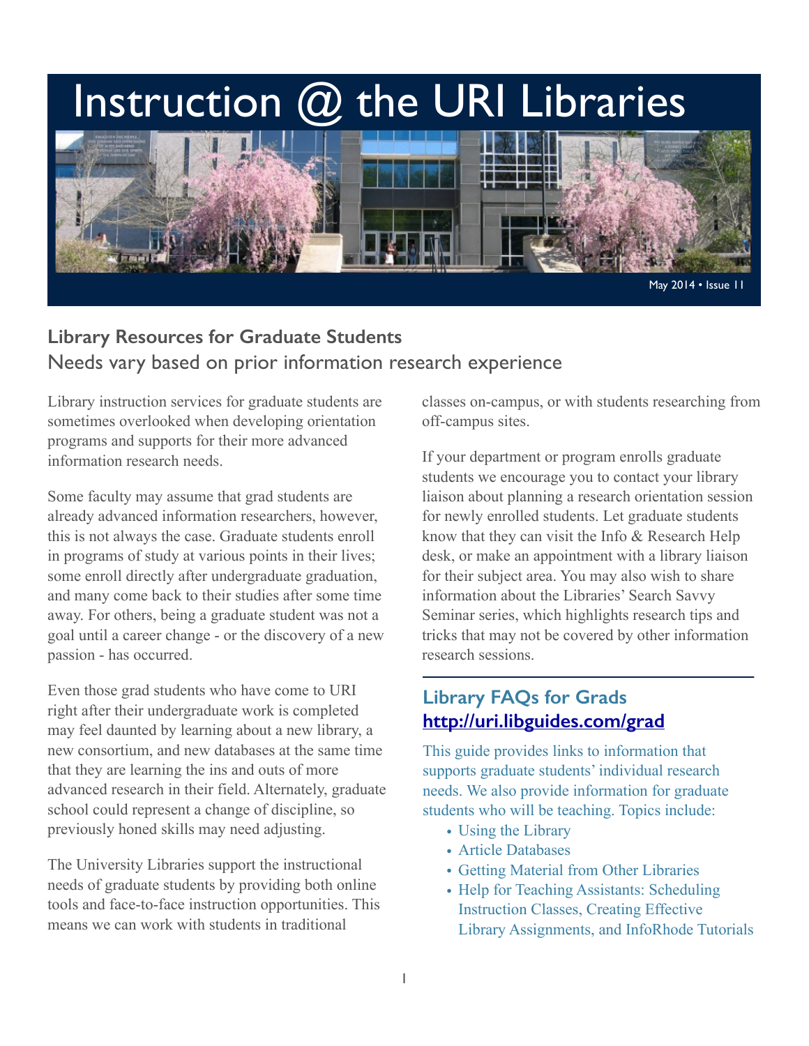# Instruction @ the URI Libraries

May 2014 • Issue 11

## Library Resources for Graduate Students

### Needs vary based on prior information research experience

Library instruction services for graduate students are sometimes overlooked when developing orientation programs and supports for their more advanced information research needs.

Some faculty may assume that grad students are already advanced information researchers, however, this is not always the case. Graduate students enroll in programs of study at various points in their lives; some enroll directly after undergraduate graduation, and many come back to their studies after some time away. For others, being a graduate student was not a goal until a career change - or the discovery of a new passion - has occurred.

Even those grad students who have come to URI right after their undergraduate work is completed may feel daunted by learning about a new library, a new consortium, and new databases at the same time that they are learning the ins and outs of more advanced research in their field. Alternately, graduate school could represent a change of discipline, so previously honed skills may need adjusting.

The University Libraries support the instructional needs of graduate students by providing both online tools and face-to-face instruction opportunities. This means we can work with students in traditional classes on-campus, or with students researching from off-campus sites.

If your department or program enrolls graduate students we encourage you to contact your library liaison about planning a research orientation session for newly enrolled students. Let graduate students know that they can visit the Info & Research Help desk, or make an appointment with a library liaison for their subject area. You may also wish to share information about the Libraries' Search Savvy Seminar series, which highlights research tips and tricks that may not be covered by other information research sessions.

---

### Library FAQs for Grads

**http://uri.libguides.com/grad**

This guide provides links to information that supports graduate students' individual research needs. We also provide information for graduate students who will be teaching. Topics include:

- Using the Library
- Article Databases
- Getting Material from Other Libraries
- Help for Teaching Assistants: Scheduling Instruction Classes, Creating Effective Library Assignments, and InfoRhode Tutorials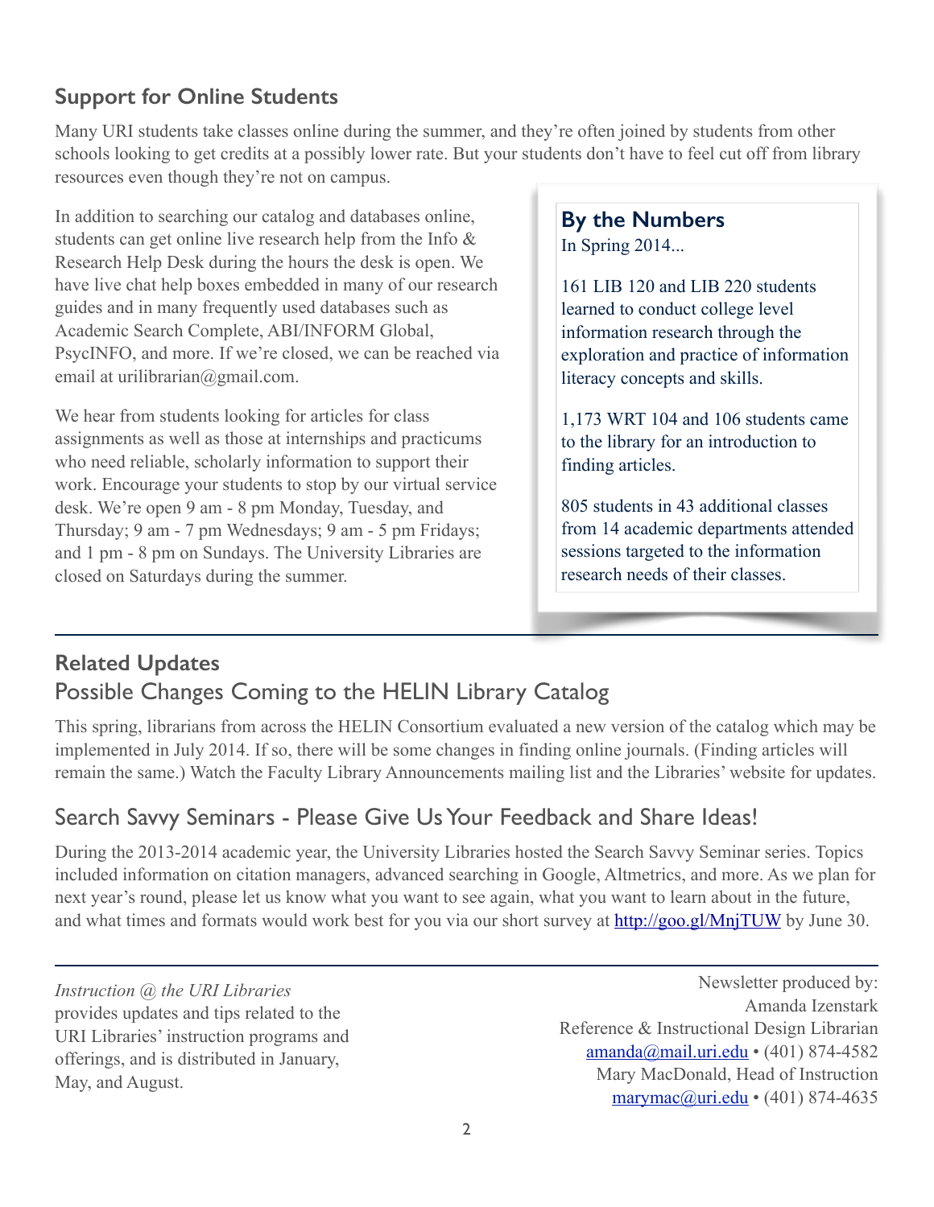## Support for Online Students

Many URI students take classes online during the summer, and they're often joined by students from other schools looking to get credits at a possibly lower rate. But your students don't have to feel cut off from library resources even though they're not on campus.

In addition to searching our catalog and databases online, students can get online live research help from the Info & Research Help Desk during the hours the desk is open. We have live chat help boxes embedded in many of our research guides and in many frequently used databases such as Academic Search Complete, ABI/INFORM Global, PsycINFO, and more. If we're closed, we can be reached via email at urilibrarian@gmail.com.

We hear from students looking for articles for class assignments as well as those at internships and practicums who need reliable, scholarly information to support their work. Encourage your students to stop by our virtual service desk. We're open 9 am - 8 pm Monday, Tuesday, and Thursday; 9 am - 7 pm Wednesdays; 9 am - 5 pm Fridays; and 1 pm - 8 pm on Sundays. The University Libraries are closed on Saturdays during the summer.

### By the Numbers

In Spring 2014...

161 LIB 120 and LIB 220 students learned to conduct college level information research through the exploration and practice of information literacy concepts and skills.

1,173 WRT 104 and 106 students came to the library for an introduction to finding articles.

805 students in 43 additional classes from 14 academic departments attended sessions targeted to the information research needs of their classes.

## Related Updates

### Possible Changes Coming to the HELIN Library Catalog

This spring, librarians from across the HELIN Consortium evaluated a new version of the catalog which may be implemented in July 2014. If so, there will be some changes in finding online journals. (Finding articles will remain the same.) Watch the Faculty Library Announcements mailing list and the Libraries' website for updates.

### Search Savvy Seminars - Please Give Us Your Feedback and Share Ideas!

During the 2013-2014 academic year, the University Libraries hosted the Search Savvy Seminar series. Topics included information on citation managers, advanced searching in Google, Altmetrics, and more. As we plan for next year's round, please let us know what you want to see again, what you want to learn about in the future, and what times and formats would work best for you via our short survey at http://goo.gl/MnjTUW by June 30.

---

*Instruction @ the URI Libraries* provides updates and tips related to the URI Libraries' instruction programs and offerings, and is distributed in January, May, and August.

Newsletter produced by:
Amanda Izenstark
Reference & Instructional Design Librarian
amanda@mail.uri.edu • (401) 874-4582
Mary MacDonald, Head of Instruction
marymac@uri.edu • (401) 874-4635